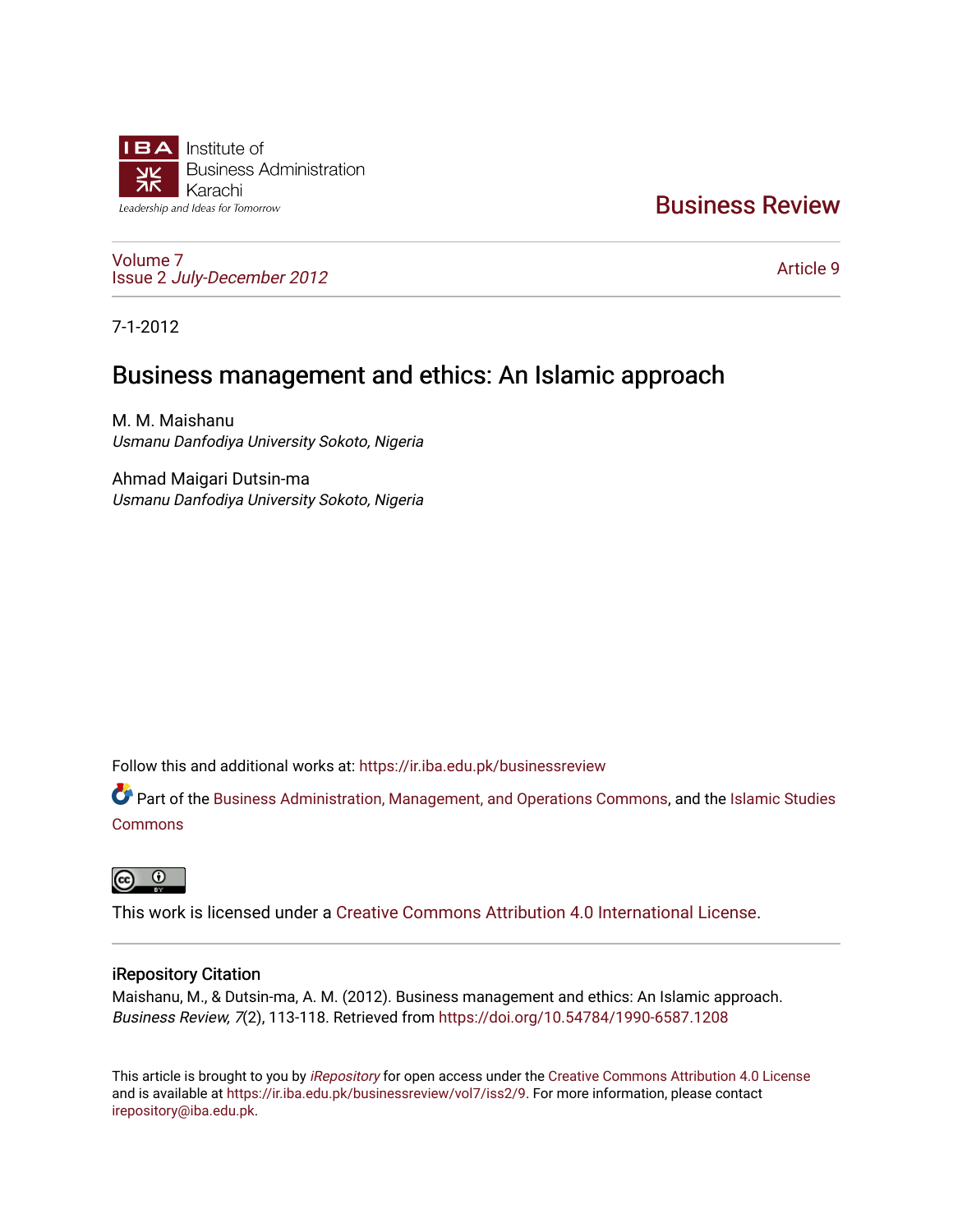Institute of Business Administration Karachi

Leadership and Ideas for Tomorrow

# Business Review

Volume 7
Issue 2 *July-December 2012*

Article 9

7-1-2012

# Business management and ethics: An Islamic approach

M. M. Maishanu
*Usmanu Danfodiya University Sokoto, Nigeria*

Ahmad Maigari Dutsin-ma
*Usmanu Danfodiya University Sokoto, Nigeria*

Follow this and additional works at: https://ir.iba.edu.pk/businessreview

Part of the Business Administration, Management, and Operations Commons, and the Islamic Studies Commons

This work is licensed under a Creative Commons Attribution 4.0 International License.

## iRepository Citation

Maishanu, M., & Dutsin-ma, A. M. (2012). Business management and ethics: An Islamic approach. *Business Review, 7*(2), 113-118. Retrieved from https://doi.org/10.54784/1990-6587.1208

This article is brought to you by *iRepository* for open access under the Creative Commons Attribution 4.0 License and is available at https://ir.iba.edu.pk/businessreview/vol7/iss2/9. For more information, please contact irepository@iba.edu.pk.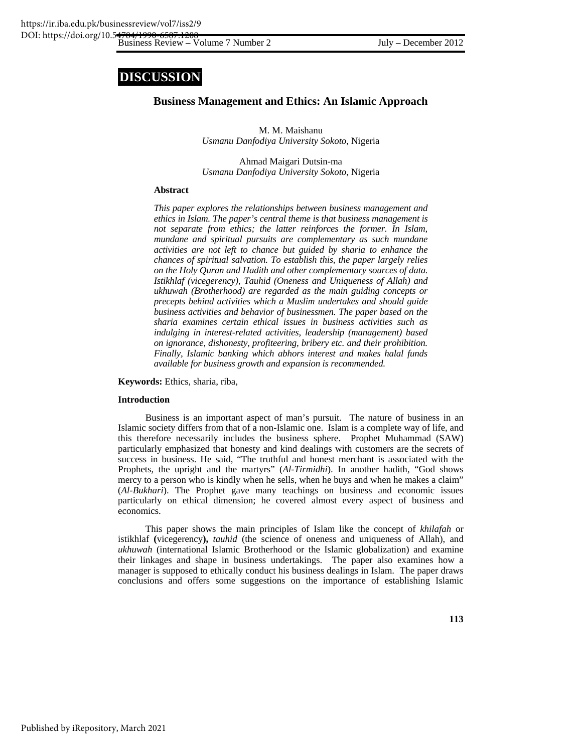## DISCUSSION

# Business Management and Ethics: An Islamic Approach

M. M. Maishanu
*Usmanu Danfodiya University Sokoto*, Nigeria

Ahmad Maigari Dutsin-ma
*Usmanu Danfodiya University Sokoto*, Nigeria

### Abstract

*This paper explores the relationships between business management and ethics in Islam. The paper's central theme is that business management is not separate from ethics; the latter reinforces the former. In Islam, mundane and spiritual pursuits are complementary as such mundane activities are not left to chance but guided by sharia to enhance the chances of spiritual salvation. To establish this, the paper largely relies on the Holy Quran and Hadith and other complementary sources of data. Istikhlaf (vicegerency), Tauhid (Oneness and Uniqueness of Allah) and ukhuwah (Brotherhood) are regarded as the main guiding concepts or precepts behind activities which a Muslim undertakes and should guide business activities and behavior of businessmen. The paper based on the sharia examines certain ethical issues in business activities such as indulging in interest-related activities, leadership (management) based on ignorance, dishonesty, profiteering, bribery etc. and their prohibition. Finally, Islamic banking which abhors interest and makes halal funds available for business growth and expansion is recommended.*

**Keywords:** Ethics, sharia, riba,

### Introduction

Business is an important aspect of man's pursuit. The nature of business in an Islamic society differs from that of a non-Islamic one. Islam is a complete way of life, and this therefore necessarily includes the business sphere. Prophet Muhammad (SAW) particularly emphasized that honesty and kind dealings with customers are the secrets of success in business. He said, "The truthful and honest merchant is associated with the Prophets, the upright and the martyrs" (*Al-Tirmidhi*). In another hadith, "God shows mercy to a person who is kindly when he sells, when he buys and when he makes a claim" (*Al-Bukhari*). The Prophet gave many teachings on business and economic issues particularly on ethical dimension; he covered almost every aspect of business and economics.

This paper shows the main principles of Islam like the concept of *khilafah* or istikhlaf **(**vicegerency**),** *tauhid* (the science of oneness and uniqueness of Allah), and *ukhuwah* (international Islamic Brotherhood or the Islamic globalization) and examine their linkages and shape in business undertakings. The paper also examines how a manager is supposed to ethically conduct his business dealings in Islam. The paper draws conclusions and offers some suggestions on the importance of establishing Islamic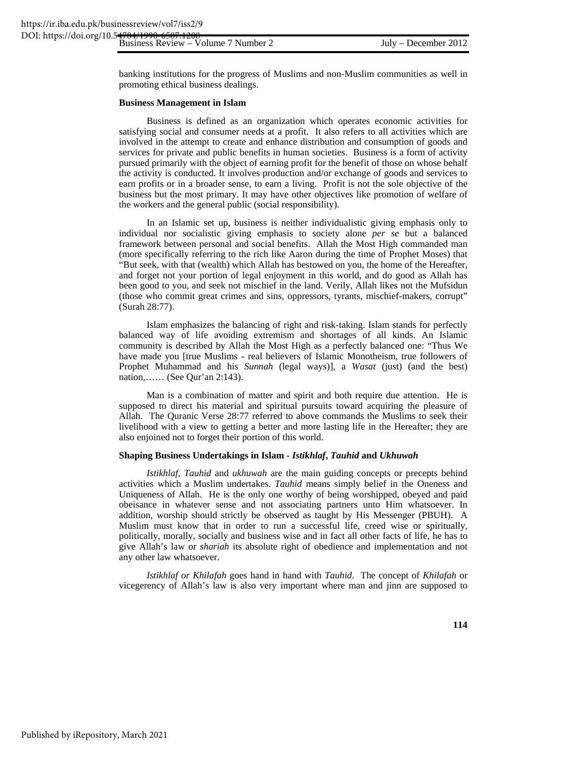banking institutions for the progress of Muslims and non-Muslim communities as well in promoting ethical business dealings.

**Business Management in Islam**

Business is defined as an organization which operates economic activities for satisfying social and consumer needs at a profit. It also refers to all activities which are involved in the attempt to create and enhance distribution and consumption of goods and services for private and public benefits in human societies. Business is a form of activity pursued primarily with the object of earning profit for the benefit of those on whose behalf the activity is conducted. It involves production and/or exchange of goods and services to earn profits or in a broader sense, to earn a living. Profit is not the sole objective of the business but the most primary. It may have other objectives like promotion of welfare of the workers and the general public (social responsibility).

In an Islamic set up, business is neither individualistic giving emphasis only to individual nor socialistic giving emphasis to society alone *per se* but a balanced framework between personal and social benefits. Allah the Most High commanded man (more specifically referring to the rich like Aaron during the time of Prophet Moses) that "But seek, with that (wealth) which Allah has bestowed on you, the home of the Hereafter, and forget not your portion of legal enjoyment in this world, and do good as Allah has been good to you, and seek not mischief in the land. Verily, Allah likes not the Mufsidun (those who commit great crimes and sins, oppressors, tyrants, mischief-makers, corrupt" (Surah 28:77).

Islam emphasizes the balancing of right and risk-taking. Islam stands for perfectly balanced way of life avoiding extremism and shortages of all kinds. An Islamic community is described by Allah the Most High as a perfectly balanced one: "Thus We have made you [true Muslims - real believers of Islamic Monotheism, true followers of Prophet Muhammad and his *Sunnah* (legal ways)], a *Wasat* (just) (and the best) nation,…… (See Qur'an 2:143).

Man is a combination of matter and spirit and both require due attention. He is supposed to direct his material and spiritual pursuits toward acquiring the pleasure of Allah. The Quranic Verse 28:77 referred to above commands the Muslims to seek their livelihood with a view to getting a better and more lasting life in the Hereafter; they are also enjoined not to forget their portion of this world.

**Shaping Business Undertakings in Islam - *Istikhlaf*, *Tauhid* and *Ukhuwah***

*Istikhlaf*, *Tauhid* and *ukhuwah* are the main guiding concepts or precepts behind activities which a Muslim undertakes. *Tauhid* means simply belief in the Oneness and Uniqueness of Allah. He is the only one worthy of being worshipped, obeyed and paid obeisance in whatever sense and not associating partners unto Him whatsoever. In addition, worship should strictly be observed as taught by His Messenger (PBUH). A Muslim must know that in order to run a successful life, creed wise or spiritually, politically, morally, socially and business wise and in fact all other facts of life, he has to give Allah's law or *shariah* its absolute right of obedience and implementation and not any other law whatsoever.

*Istikhlaf or Khilafah* goes hand in hand with *Tauhid*. The concept of *Khilafah* or vicegerency of Allah's law is also very important where man and jinn are supposed to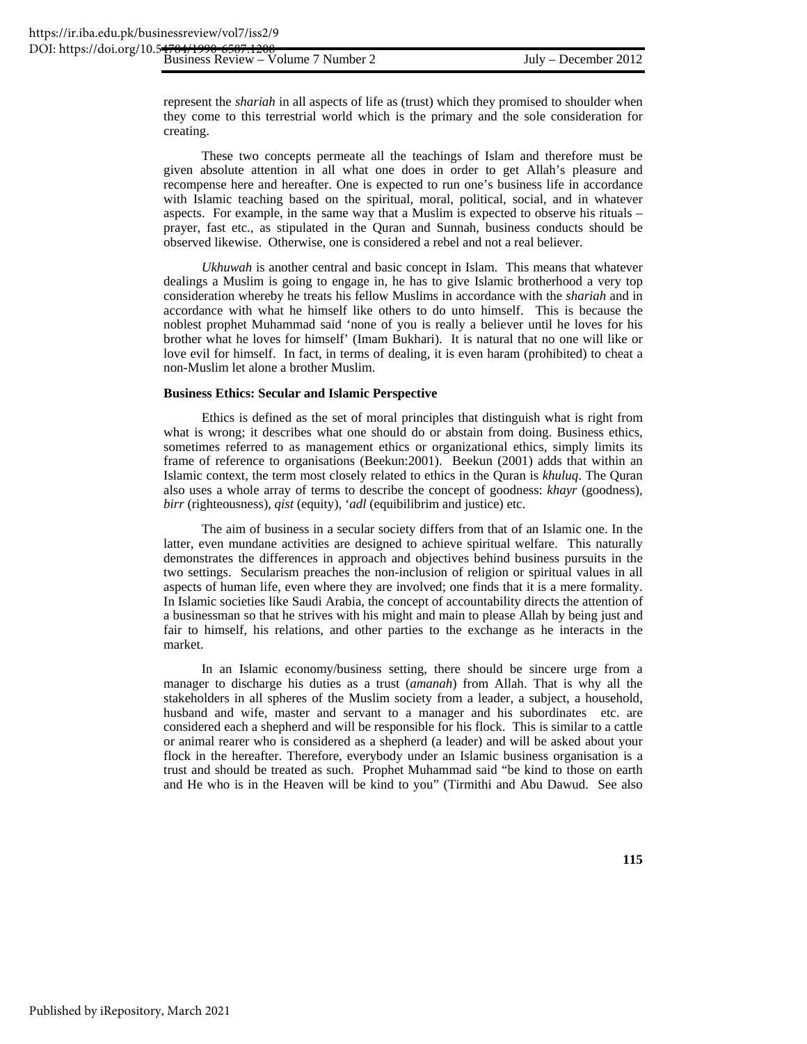represent the *shariah* in all aspects of life as (trust) which they promised to shoulder when they come to this terrestrial world which is the primary and the sole consideration for creating.

These two concepts permeate all the teachings of Islam and therefore must be given absolute attention in all what one does in order to get Allah's pleasure and recompense here and hereafter. One is expected to run one's business life in accordance with Islamic teaching based on the spiritual, moral, political, social, and in whatever aspects. For example, in the same way that a Muslim is expected to observe his rituals – prayer, fast etc., as stipulated in the Quran and Sunnah, business conducts should be observed likewise. Otherwise, one is considered a rebel and not a real believer.

*Ukhuwah* is another central and basic concept in Islam. This means that whatever dealings a Muslim is going to engage in, he has to give Islamic brotherhood a very top consideration whereby he treats his fellow Muslims in accordance with the *shariah* and in accordance with what he himself like others to do unto himself. This is because the noblest prophet Muhammad said 'none of you is really a believer until he loves for his brother what he loves for himself' (Imam Bukhari). It is natural that no one will like or love evil for himself. In fact, in terms of dealing, it is even haram (prohibited) to cheat a non-Muslim let alone a brother Muslim.

**Business Ethics: Secular and Islamic Perspective**

Ethics is defined as the set of moral principles that distinguish what is right from what is wrong; it describes what one should do or abstain from doing. Business ethics, sometimes referred to as management ethics or organizational ethics, simply limits its frame of reference to organisations (Beekun:2001). Beekun (2001) adds that within an Islamic context, the term most closely related to ethics in the Quran is *khuluq*. The Quran also uses a whole array of terms to describe the concept of goodness: *khayr* (goodness), *birr* (righteousness), *qist* (equity), '*adl* (equibilibrim and justice) etc.

The aim of business in a secular society differs from that of an Islamic one. In the latter, even mundane activities are designed to achieve spiritual welfare. This naturally demonstrates the differences in approach and objectives behind business pursuits in the two settings. Secularism preaches the non-inclusion of religion or spiritual values in all aspects of human life, even where they are involved; one finds that it is a mere formality. In Islamic societies like Saudi Arabia, the concept of accountability directs the attention of a businessman so that he strives with his might and main to please Allah by being just and fair to himself, his relations, and other parties to the exchange as he interacts in the market.

In an Islamic economy/business setting, there should be sincere urge from a manager to discharge his duties as a trust (*amanah*) from Allah. That is why all the stakeholders in all spheres of the Muslim society from a leader, a subject, a household, husband and wife, master and servant to a manager and his subordinates etc. are considered each a shepherd and will be responsible for his flock. This is similar to a cattle or animal rearer who is considered as a shepherd (a leader) and will be asked about your flock in the hereafter. Therefore, everybody under an Islamic business organisation is a trust and should be treated as such. Prophet Muhammad said "be kind to those on earth and He who is in the Heaven will be kind to you" (Tirmithi and Abu Dawud. See also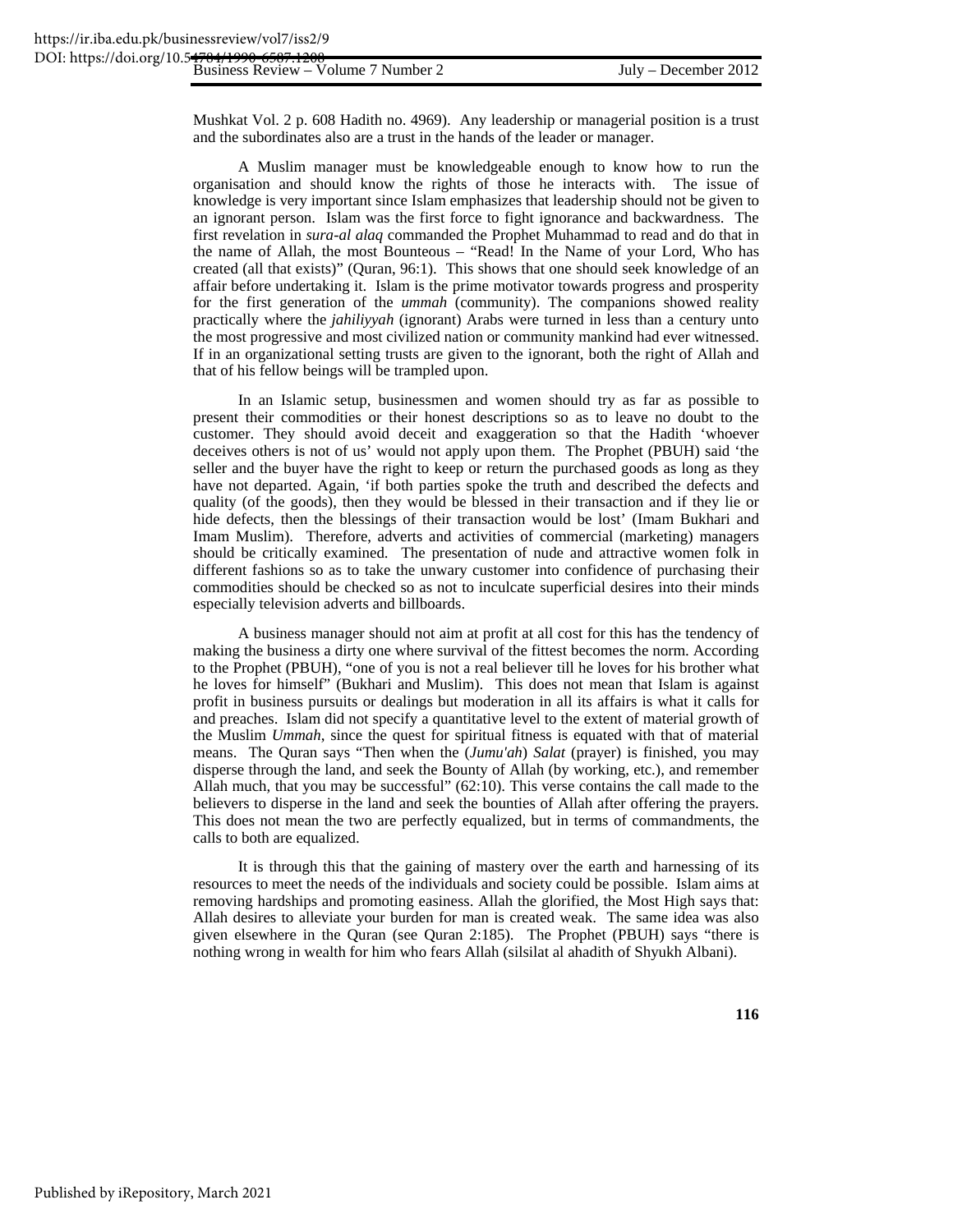Mushkat Vol. 2 p. 608 Hadith no. 4969). Any leadership or managerial position is a trust and the subordinates also are a trust in the hands of the leader or manager.

A Muslim manager must be knowledgeable enough to know how to run the organisation and should know the rights of those he interacts with. The issue of knowledge is very important since Islam emphasizes that leadership should not be given to an ignorant person. Islam was the first force to fight ignorance and backwardness. The first revelation in *sura-al alaq* commanded the Prophet Muhammad to read and do that in the name of Allah, the most Bounteous – "Read! In the Name of your Lord, Who has created (all that exists)" (Quran, 96:1). This shows that one should seek knowledge of an affair before undertaking it. Islam is the prime motivator towards progress and prosperity for the first generation of the *ummah* (community). The companions showed reality practically where the *jahiliyyah* (ignorant) Arabs were turned in less than a century unto the most progressive and most civilized nation or community mankind had ever witnessed. If in an organizational setting trusts are given to the ignorant, both the right of Allah and that of his fellow beings will be trampled upon.

In an Islamic setup, businessmen and women should try as far as possible to present their commodities or their honest descriptions so as to leave no doubt to the customer. They should avoid deceit and exaggeration so that the Hadith 'whoever deceives others is not of us' would not apply upon them. The Prophet (PBUH) said 'the seller and the buyer have the right to keep or return the purchased goods as long as they have not departed. Again, 'if both parties spoke the truth and described the defects and quality (of the goods), then they would be blessed in their transaction and if they lie or hide defects, then the blessings of their transaction would be lost' (Imam Bukhari and Imam Muslim). Therefore, adverts and activities of commercial (marketing) managers should be critically examined. The presentation of nude and attractive women folk in different fashions so as to take the unwary customer into confidence of purchasing their commodities should be checked so as not to inculcate superficial desires into their minds especially television adverts and billboards.

A business manager should not aim at profit at all cost for this has the tendency of making the business a dirty one where survival of the fittest becomes the norm. According to the Prophet (PBUH), "one of you is not a real believer till he loves for his brother what he loves for himself" (Bukhari and Muslim). This does not mean that Islam is against profit in business pursuits or dealings but moderation in all its affairs is what it calls for and preaches. Islam did not specify a quantitative level to the extent of material growth of the Muslim *Ummah*, since the quest for spiritual fitness is equated with that of material means. The Quran says "Then when the (*Jumu'ah*) *Salat* (prayer) is finished, you may disperse through the land, and seek the Bounty of Allah (by working, etc.), and remember Allah much, that you may be successful" (62:10). This verse contains the call made to the believers to disperse in the land and seek the bounties of Allah after offering the prayers. This does not mean the two are perfectly equalized, but in terms of commandments, the calls to both are equalized.

It is through this that the gaining of mastery over the earth and harnessing of its resources to meet the needs of the individuals and society could be possible. Islam aims at removing hardships and promoting easiness. Allah the glorified, the Most High says that: Allah desires to alleviate your burden for man is created weak. The same idea was also given elsewhere in the Quran (see Quran 2:185). The Prophet (PBUH) says "there is nothing wrong in wealth for him who fears Allah (silsilat al ahadith of Shyukh Albani).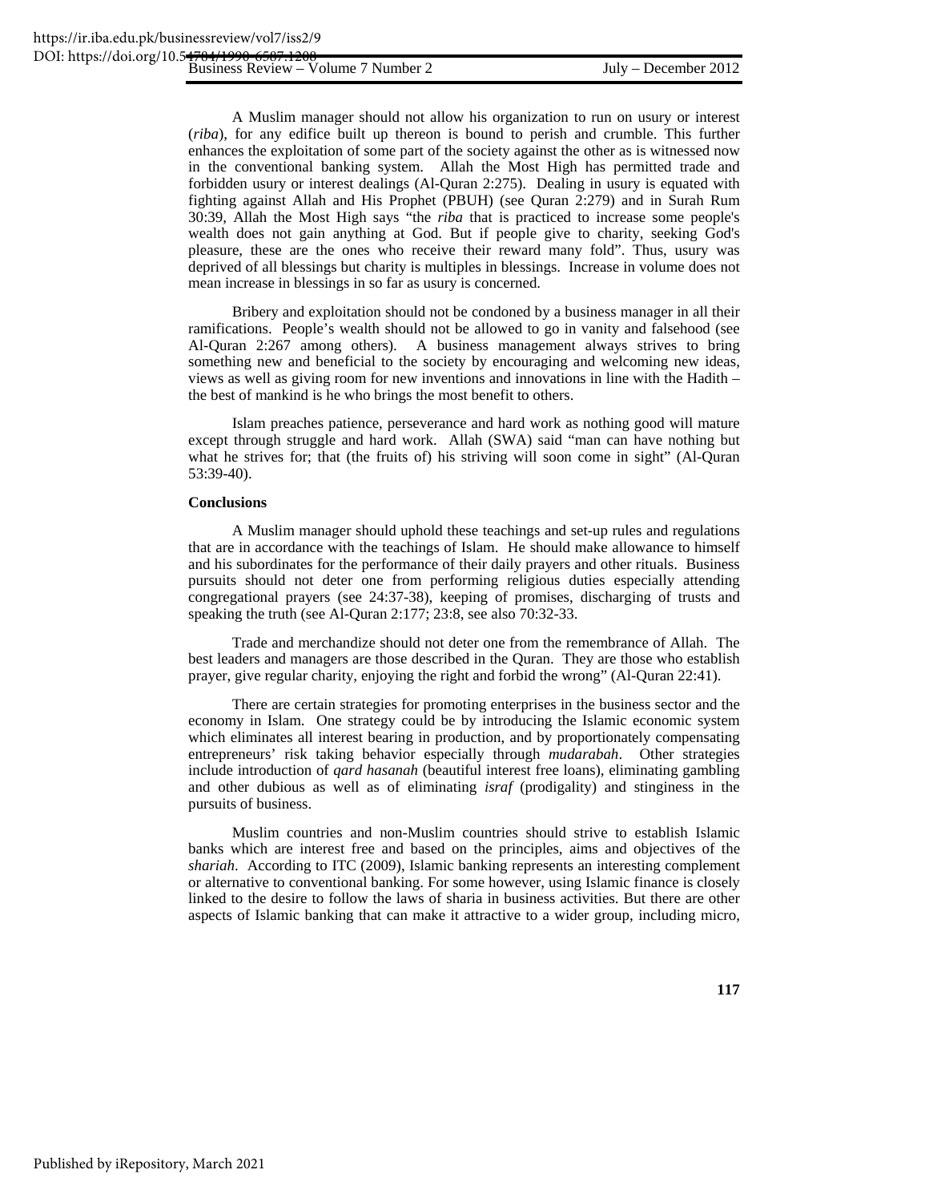A Muslim manager should not allow his organization to run on usury or interest (*riba*), for any edifice built up thereon is bound to perish and crumble. This further enhances the exploitation of some part of the society against the other as is witnessed now in the conventional banking system. Allah the Most High has permitted trade and forbidden usury or interest dealings (Al-Quran 2:275). Dealing in usury is equated with fighting against Allah and His Prophet (PBUH) (see Quran 2:279) and in Surah Rum 30:39, Allah the Most High says "the *riba* that is practiced to increase some people's wealth does not gain anything at God. But if people give to charity, seeking God's pleasure, these are the ones who receive their reward many fold". Thus, usury was deprived of all blessings but charity is multiples in blessings. Increase in volume does not mean increase in blessings in so far as usury is concerned.

Bribery and exploitation should not be condoned by a business manager in all their ramifications. People's wealth should not be allowed to go in vanity and falsehood (see Al-Quran 2:267 among others). A business management always strives to bring something new and beneficial to the society by encouraging and welcoming new ideas, views as well as giving room for new inventions and innovations in line with the Hadith – the best of mankind is he who brings the most benefit to others.

Islam preaches patience, perseverance and hard work as nothing good will mature except through struggle and hard work. Allah (SWA) said "man can have nothing but what he strives for; that (the fruits of) his striving will soon come in sight" (Al-Quran 53:39-40).

**Conclusions**

A Muslim manager should uphold these teachings and set-up rules and regulations that are in accordance with the teachings of Islam. He should make allowance to himself and his subordinates for the performance of their daily prayers and other rituals. Business pursuits should not deter one from performing religious duties especially attending congregational prayers (see 24:37-38), keeping of promises, discharging of trusts and speaking the truth (see Al-Quran 2:177; 23:8, see also 70:32-33.

Trade and merchandize should not deter one from the remembrance of Allah. The best leaders and managers are those described in the Quran. They are those who establish prayer, give regular charity, enjoying the right and forbid the wrong" (Al-Quran 22:41).

There are certain strategies for promoting enterprises in the business sector and the economy in Islam. One strategy could be by introducing the Islamic economic system which eliminates all interest bearing in production, and by proportionately compensating entrepreneurs' risk taking behavior especially through *mudarabah*. Other strategies include introduction of *qard hasanah* (beautiful interest free loans), eliminating gambling and other dubious as well as of eliminating *israf* (prodigality) and stinginess in the pursuits of business.

Muslim countries and non-Muslim countries should strive to establish Islamic banks which are interest free and based on the principles, aims and objectives of the *shariah*. According to ITC (2009), Islamic banking represents an interesting complement or alternative to conventional banking. For some however, using Islamic finance is closely linked to the desire to follow the laws of sharia in business activities. But there are other aspects of Islamic banking that can make it attractive to a wider group, including micro,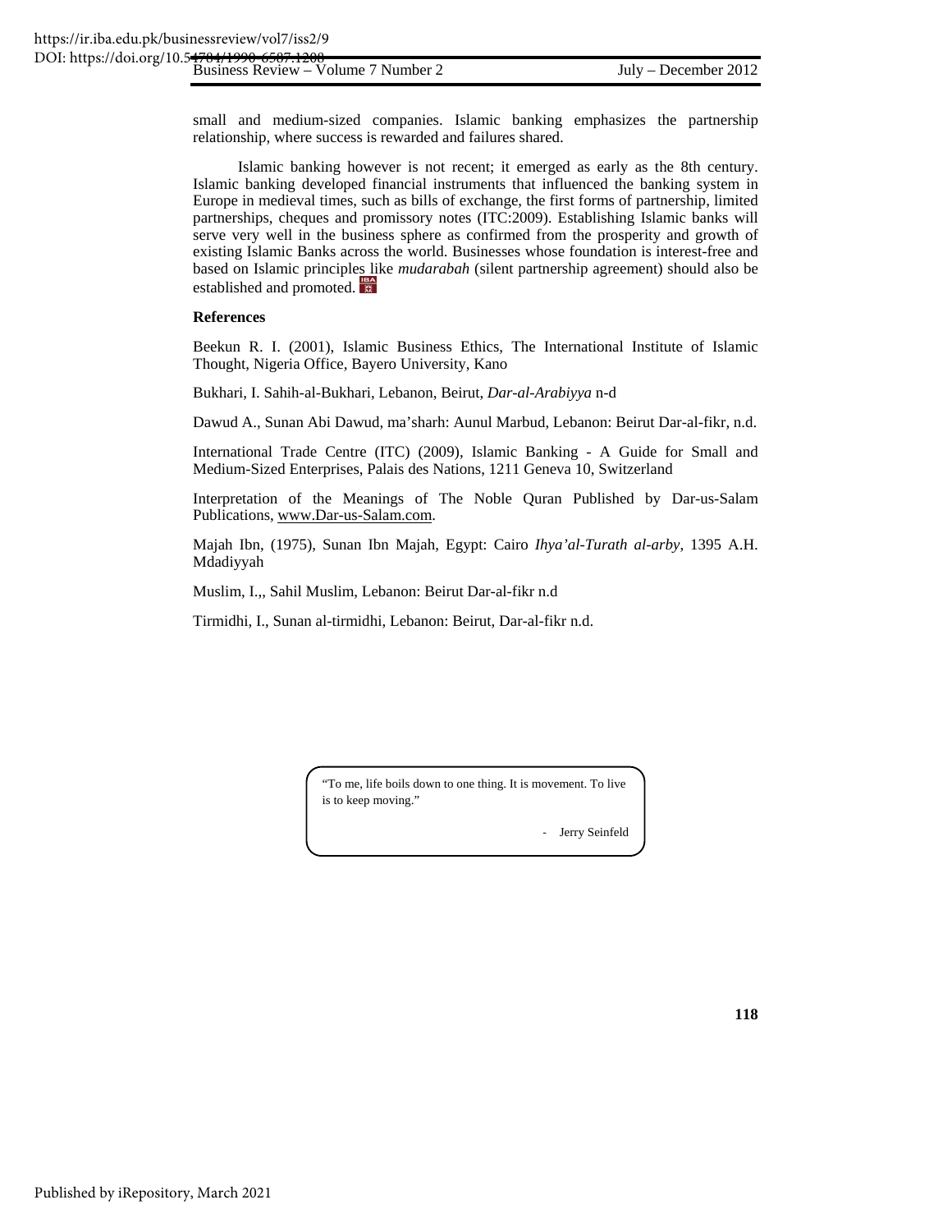small and medium-sized companies. Islamic banking emphasizes the partnership relationship, where success is rewarded and failures shared.

Islamic banking however is not recent; it emerged as early as the 8th century. Islamic banking developed financial instruments that influenced the banking system in Europe in medieval times, such as bills of exchange, the first forms of partnership, limited partnerships, cheques and promissory notes (ITC:2009). Establishing Islamic banks will serve very well in the business sphere as confirmed from the prosperity and growth of existing Islamic Banks across the world. Businesses whose foundation is interest-free and based on Islamic principles like *mudarabah* (silent partnership agreement) should also be established and promoted.

**References**

Beekun R. I. (2001), Islamic Business Ethics, The International Institute of Islamic Thought, Nigeria Office, Bayero University, Kano

Bukhari, I. Sahih-al-Bukhari, Lebanon, Beirut, *Dar-al-Arabiyya* n-d

Dawud A., Sunan Abi Dawud, ma'sharh: Aunul Marbud, Lebanon: Beirut Dar-al-fikr, n.d.

International Trade Centre (ITC) (2009), Islamic Banking - A Guide for Small and Medium-Sized Enterprises, Palais des Nations, 1211 Geneva 10, Switzerland

Interpretation of the Meanings of The Noble Quran Published by Dar-us-Salam Publications, www.Dar-us-Salam.com.

Majah Ibn, (1975), Sunan Ibn Majah, Egypt: Cairo *Ihya'al-Turath al-arby*, 1395 A.H. Mdadiyyah

Muslim, I.,, Sahil Muslim, Lebanon: Beirut Dar-al-fikr n.d

Tirmidhi, I., Sunan al-tirmidhi, Lebanon: Beirut, Dar-al-fikr n.d.

"To me, life boils down to one thing. It is movement. To live is to keep moving."

- Jerry Seinfeld